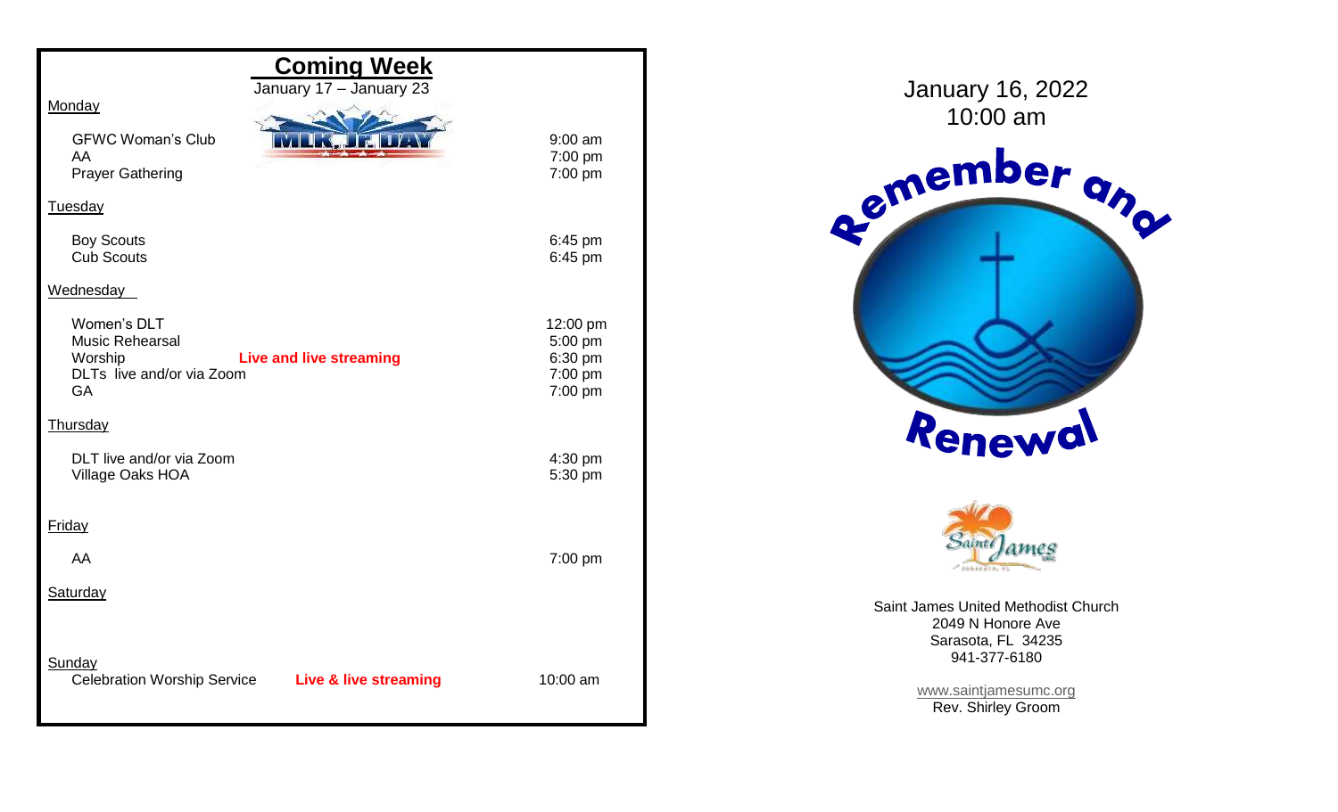## Coming Week

January 17 – January 23

MLK JR DAY

**Monday**

| | |
|---|---|
| GFWC Woman's Club | 9:00 am |
| AA | 7:00 pm |
| Prayer Gathering | 7:00 pm |

**Tuesday**

| | |
|---|---|
| Boy Scouts | 6:45 pm |
| Cub Scouts | 6:45 pm |

**Wednesday**

| | |
|---|---|
| Women's DLT | 12:00 pm |
| Music Rehearsal | 5:00 pm |
| Worship **Live and live streaming** | 6:30 pm |
| DLTs live and/or via Zoom | 7:00 pm |
| GA | 7:00 pm |

**Thursday**

| | |
|---|---|
| DLT live and/or via Zoom | 4:30 pm |
| Village Oaks HOA | 5:30 pm |

**Friday**

| | |
|---|---|
| AA | 7:00 pm |

**Saturday**

**Sunday**

| | |
|---|---|
| Celebration Worship Service **Live & live streaming** | 10:00 am |

January 16, 2022
10:00 am

# Remember and Renewal

Saint James UMC

Saint James United Methodist Church
2049 N Honore Ave
Sarasota, FL 34235
941-377-6180

www.saintjamesumc.org
Rev. Shirley Groom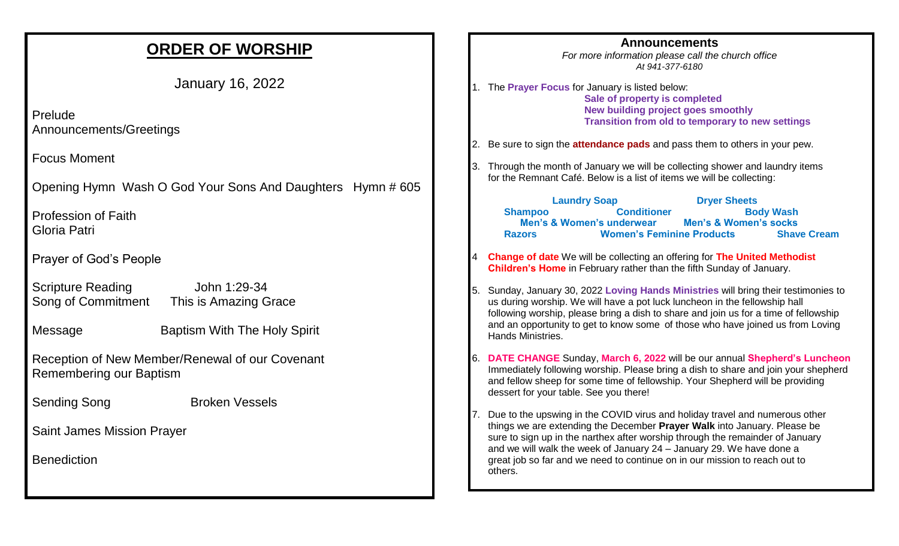# ORDER OF WORSHIP

January 16, 2022

Prelude
Announcements/Greetings

Focus Moment

Opening Hymn Wash O God Your Sons And Daughters Hymn # 605

Profession of Faith
Gloria Patri

Prayer of God's People

Scripture Reading John 1:29-34
Song of Commitment This is Amazing Grace

Message Baptism With The Holy Spirit

Reception of New Member/Renewal of our Covenant
Remembering our Baptism

Sending Song Broken Vessels

Saint James Mission Prayer

Benediction

## Announcements

*For more information please call the church office*
*At 941-377-6180*

1. The **Prayer Focus** for January is listed below:
   **Sale of property is completed**
   **New building project goes smoothly**
   **Transition from old to temporary to new settings**

2. Be sure to sign the **attendance pads** and pass them to others in your pew.

3. Through the month of January we will be collecting shower and laundry items for the Remnant Café. Below is a list of items we will be collecting:

   **Laundry Soap** **Dryer Sheets**
   **Shampoo** **Conditioner** **Body Wash**
   **Men's & Women's underwear** **Men's & Women's socks**
   **Razors** **Women's Feminine Products** **Shave Cream**

4. **Change of date** We will be collecting an offering for **The United Methodist Children's Home** in February rather than the fifth Sunday of January.

5. Sunday, January 30, 2022 **Loving Hands Ministries** will bring their testimonies to us during worship. We will have a pot luck luncheon in the fellowship hall following worship, please bring a dish to share and join us for a time of fellowship and an opportunity to get to know some of those who have joined us from Loving Hands Ministries.

6. **DATE CHANGE** Sunday, **March 6, 2022** will be our annual **Shepherd's Luncheon** Immediately following worship. Please bring a dish to share and join your shepherd and fellow sheep for some time of fellowship. Your Shepherd will be providing dessert for your table. See you there!

7. Due to the upswing in the COVID virus and holiday travel and numerous other things we are extending the December **Prayer Walk** into January. Please be sure to sign up in the narthex after worship through the remainder of January and we will walk the week of January 24 – January 29. We have done a great job so far and we need to continue on in our mission to reach out to others.